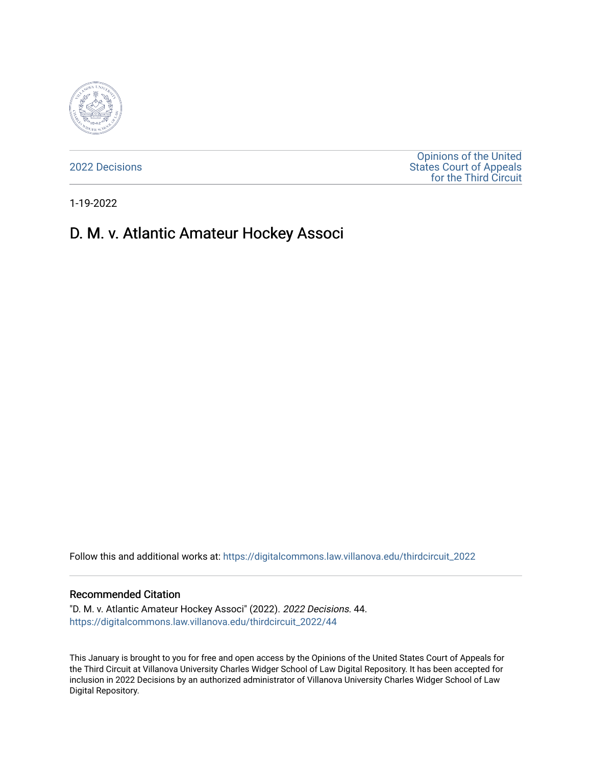2022 Decisions

Opinions of the United States Court of Appeals for the Third Circuit

1-19-2022

# D. M. v. Atlantic Amateur Hockey Associ

Follow this and additional works at: https://digitalcommons.law.villanova.edu/thirdcircuit_2022

## Recommended Citation

"D. M. v. Atlantic Amateur Hockey Associ" (2022). *2022 Decisions*. 44.
https://digitalcommons.law.villanova.edu/thirdcircuit_2022/44

This January is brought to you for free and open access by the Opinions of the United States Court of Appeals for the Third Circuit at Villanova University Charles Widger School of Law Digital Repository. It has been accepted for inclusion in 2022 Decisions by an authorized administrator of Villanova University Charles Widger School of Law Digital Repository.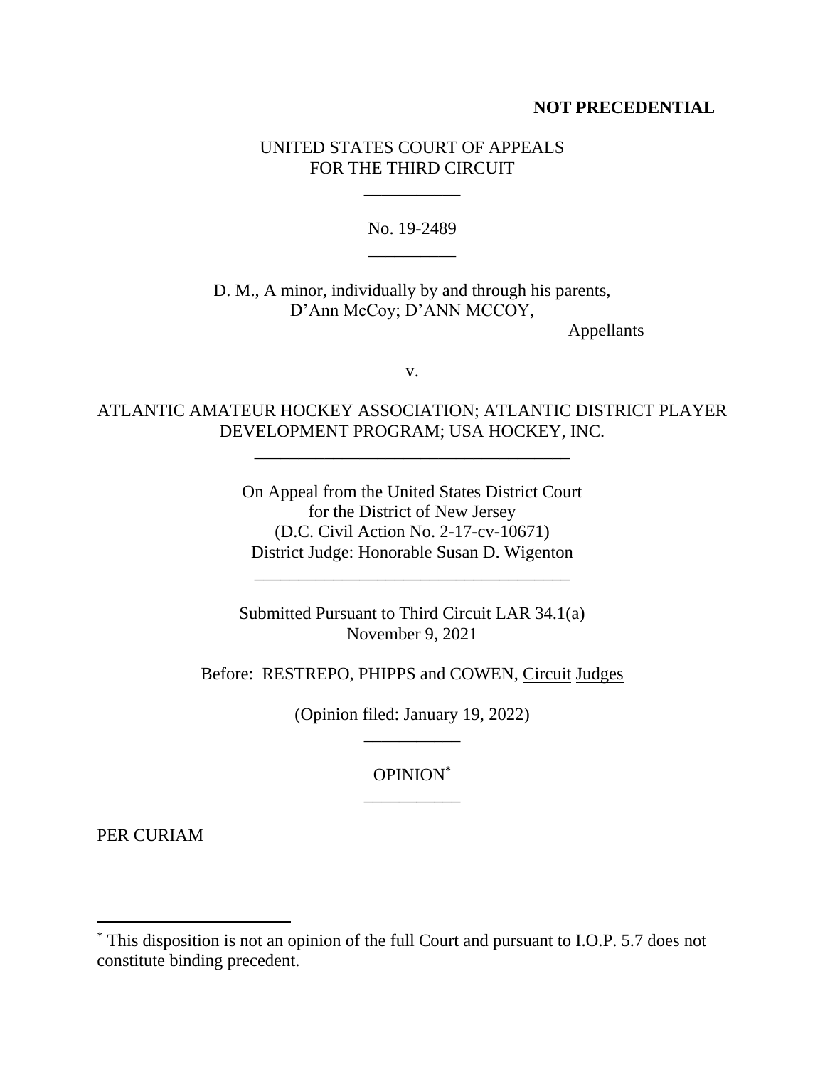**NOT PRECEDENTIAL**

UNITED STATES COURT OF APPEALS
FOR THE THIRD CIRCUIT

___________

No. 19-2489

__________

D. M., A minor, individually by and through his parents,
D'Ann McCoy; D'ANN MCCOY,

Appellants

v.

ATLANTIC AMATEUR HOCKEY ASSOCIATION; ATLANTIC DISTRICT PLAYER DEVELOPMENT PROGRAM; USA HOCKEY, INC.

____________________________________

On Appeal from the United States District Court
for the District of New Jersey
(D.C. Civil Action No. 2-17-cv-10671)
District Judge: Honorable Susan D. Wigenton

____________________________________

Submitted Pursuant to Third Circuit LAR 34.1(a)
November 9, 2021

Before: RESTREPO, PHIPPS and COWEN, Circuit Judges

(Opinion filed: January 19, 2022)

___________

OPINION*

___________

PER CURIAM

---

* This disposition is not an opinion of the full Court and pursuant to I.O.P. 5.7 does not constitute binding precedent.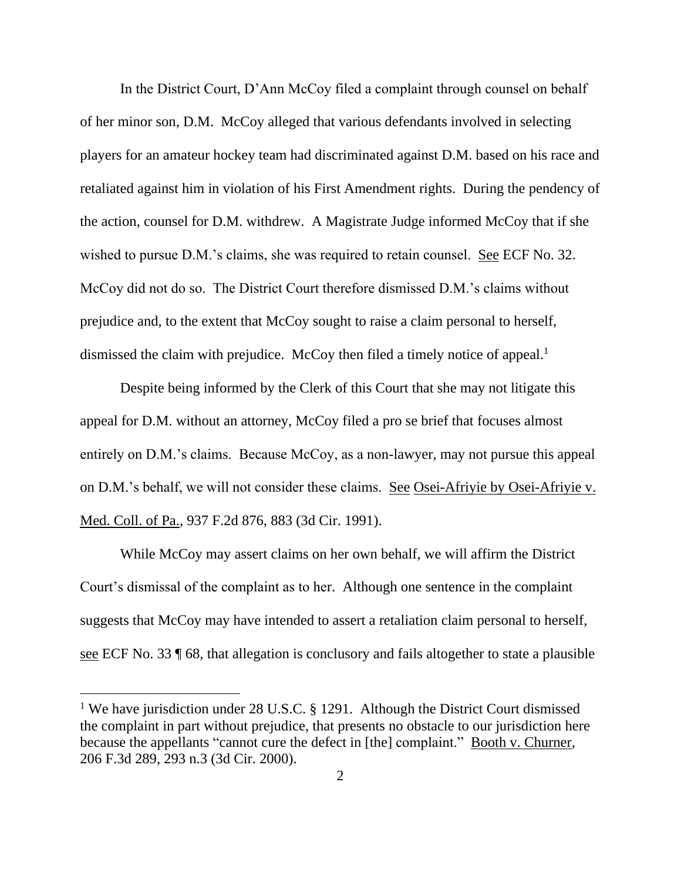In the District Court, D'Ann McCoy filed a complaint through counsel on behalf of her minor son, D.M. McCoy alleged that various defendants involved in selecting players for an amateur hockey team had discriminated against D.M. based on his race and retaliated against him in violation of his First Amendment rights. During the pendency of the action, counsel for D.M. withdrew. A Magistrate Judge informed McCoy that if she wished to pursue D.M.'s claims, she was required to retain counsel. See ECF No. 32. McCoy did not do so. The District Court therefore dismissed D.M.'s claims without prejudice and, to the extent that McCoy sought to raise a claim personal to herself, dismissed the claim with prejudice. McCoy then filed a timely notice of appeal.[1]

Despite being informed by the Clerk of this Court that she may not litigate this appeal for D.M. without an attorney, McCoy filed a pro se brief that focuses almost entirely on D.M.'s claims. Because McCoy, as a non-lawyer, may not pursue this appeal on D.M.'s behalf, we will not consider these claims. See Osei-Afriyie by Osei-Afriyie v. Med. Coll. of Pa., 937 F.2d 876, 883 (3d Cir. 1991).

While McCoy may assert claims on her own behalf, we will affirm the District Court's dismissal of the complaint as to her. Although one sentence in the complaint suggests that McCoy may have intended to assert a retaliation claim personal to herself, see ECF No. 33 ¶ 68, that allegation is conclusory and fails altogether to state a plausible

---

[1] We have jurisdiction under 28 U.S.C. § 1291. Although the District Court dismissed the complaint in part without prejudice, that presents no obstacle to our jurisdiction here because the appellants "cannot cure the defect in [the] complaint." Booth v. Churner, 206 F.3d 289, 293 n.3 (3d Cir. 2000).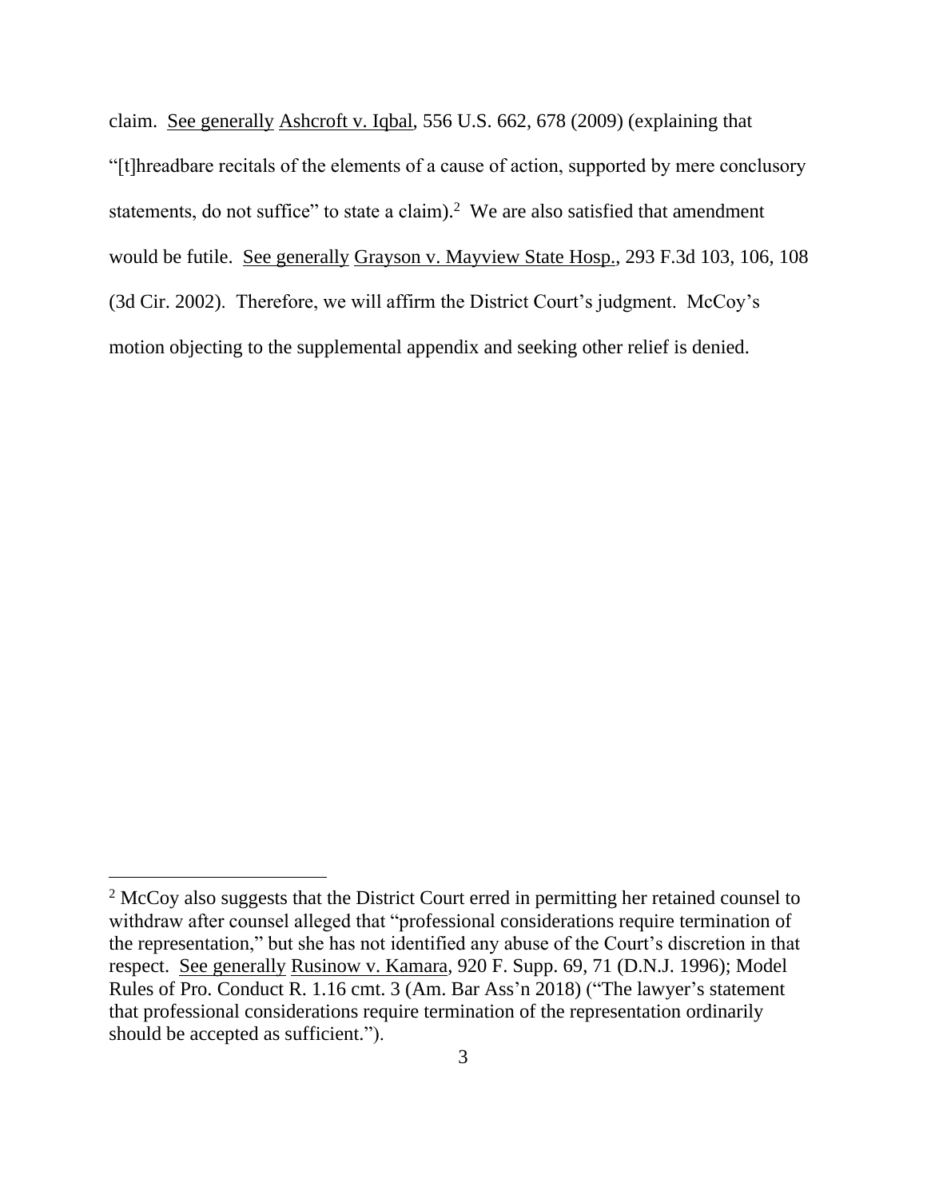claim. See generally Ashcroft v. Iqbal, 556 U.S. 662, 678 (2009) (explaining that "[t]hreadbare recitals of the elements of a cause of action, supported by mere conclusory statements, do not suffice" to state a claim).[2] We are also satisfied that amendment would be futile. See generally Grayson v. Mayview State Hosp., 293 F.3d 103, 106, 108 (3d Cir. 2002). Therefore, we will affirm the District Court's judgment. McCoy's motion objecting to the supplemental appendix and seeking other relief is denied.

---

[2] McCoy also suggests that the District Court erred in permitting her retained counsel to withdraw after counsel alleged that "professional considerations require termination of the representation," but she has not identified any abuse of the Court's discretion in that respect. See generally Rusinow v. Kamara, 920 F. Supp. 69, 71 (D.N.J. 1996); Model Rules of Pro. Conduct R. 1.16 cmt. 3 (Am. Bar Ass'n 2018) ("The lawyer's statement that professional considerations require termination of the representation ordinarily should be accepted as sufficient.").